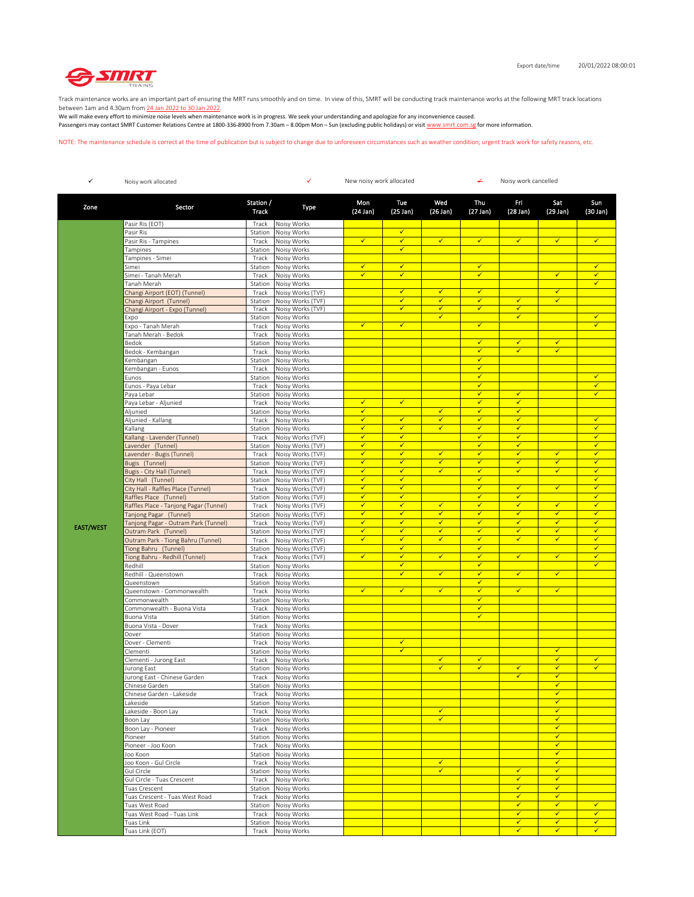Export date/time 20/01/2022 08:00:01

SMRT TRAINS

Track maintenance works are an important part of ensuring the MRT runs smoothly and on time. In view of this, SMRT will be conducting track maintenance works at the following MRT track locations between 1am and 4.30am from 24 Jan 2022 to 30 Jan 2022.
We will make every effort to minimize noise levels when maintenance work is in progress. We seek your understanding and apologize for any inconvenience caused.
Passengers may contact SMRT Customer Relations Centre at 1800-336-8900 from 7.30am – 8.00pm Mon – Sun (excluding public holidays) or visit www.smrt.com.sg for more information.

NOTE: The maintenance schedule is correct at the time of publication but is subject to change due to unforeseen circumstances such as weather condition, urgent track work for safety reasons, etc.

✓ Noisy work allocated ✓ New noisy work allocated ✓ Noisy work cancelled

| Zone | Sector | Station / Track | Type | Mon (24 Jan) | Tue (25 Jan) | Wed (26 Jan) | Thu (27 Jan) | Fri (28 Jan) | Sat (29 Jan) | Sun (30 Jan) |
|---|---|---|---|---|---|---|---|---|---|---|
| EAST/WEST | Pasir Ris (EOT) | Track | Noisy Works | | | | | | | |
| | Pasir Ris | Station | Noisy Works | | ✓ | | | | | |
| | Pasir Ris - Tampines | Track | Noisy Works | ✓ | ✓ | ✓ | ✓ | ✓ | ✓ | ✓ |
| | Tampines | Station | Noisy Works | | ✓ | | | | | |
| | Tampines - Simei | Track | Noisy Works | | | | | | | |
| | Simei | Station | Noisy Works | ✓ | ✓ | | ✓ | | | ✓ |
| | Simei - Tanah Merah | Track | Noisy Works | ✓ | ✓ | | ✓ | | ✓ | ✓ |
| | Tanah Merah | Station | Noisy Works | | | | | | | ✓ |
| | Changi Airport (EOT) (Tunnel) | Track | Noisy Works (TVF) | | ✓ | ✓ | ✓ | | ✓ | |
| | Changi Airport (Tunnel) | Station | Noisy Works (TVF) | | ✓ | ✓ | ✓ | ✓ | ✓ | |
| | Changi Airport - Expo (Tunnel) | Track | Noisy Works (TVF) | | ✓ | ✓ | ✓ | ✓ | | |
| | Expo | Station | Noisy Works | | | ✓ | | ✓ | | ✓ |
| | Expo - Tanah Merah | Track | Noisy Works | ✓ | ✓ | | ✓ | | | ✓ |
| | Tanah Merah - Bedok | Track | Noisy Works | | | | | | | |
| | Bedok | Station | Noisy Works | | | | ✓ | ✓ | ✓ | |
| | Bedok - Kembangan | Track | Noisy Works | | | | ✓ | ✓ | ✓ | |
| | Kembangan | Station | Noisy Works | | | | ✓ | | | |
| | Kembangan - Eunos | Track | Noisy Works | | | | ✓ | | | |
| | Eunos | Station | Noisy Works | | | | ✓ | | | ✓ |
| | Eunos - Paya Lebar | Track | Noisy Works | | | | ✓ | | | ✓ |
| | Paya Lebar | Station | Noisy Works | | | | ✓ | ✓ | | ✓ |
| | Paya Lebar - Aljunied | Track | Noisy Works | ✓ | ✓ | | ✓ | ✓ | | |
| | Aljunied | Station | Noisy Works | ✓ | | ✓ | ✓ | ✓ | | |
| | Aljunied - Kallang | Track | Noisy Works | ✓ | ✓ | ✓ | ✓ | ✓ | | ✓ |
| | Kallang | Station | Noisy Works | ✓ | ✓ | ✓ | ✓ | ✓ | | ✓ |
| | Kallang - Lavender (Tunnel) | Track | Noisy Works (TVF) | ✓ | ✓ | | ✓ | ✓ | | ✓ |
| | Lavender (Tunnel) | Station | Noisy Works (TVF) | ✓ | ✓ | | ✓ | ✓ | | ✓ |
| | Lavender - Bugis (Tunnel) | Track | Noisy Works (TVF) | ✓ | ✓ | ✓ | ✓ | ✓ | ✓ | ✓ |
| | Bugis (Tunnel) | Station | Noisy Works (TVF) | ✓ | ✓ | ✓ | ✓ | ✓ | ✓ | ✓ |
| | Bugis - City Hall (Tunnel) | Track | Noisy Works (TVF) | ✓ | ✓ | ✓ | ✓ | ✓ | ✓ | ✓ |
| | City Hall (Tunnel) | Station | Noisy Works (TVF) | ✓ | ✓ | | ✓ | | | ✓ |
| | City Hall - Raffles Place (Tunnel) | Track | Noisy Works (TVF) | ✓ | ✓ | | ✓ | ✓ | ✓ | ✓ |
| | Raffles Place (Tunnel) | Station | Noisy Works (TVF) | ✓ | ✓ | | ✓ | ✓ | | ✓ |
| | Raffles Place - Tanjong Pagar (Tunnel) | Track | Noisy Works (TVF) | ✓ | ✓ | ✓ | ✓ | ✓ | ✓ | ✓ |
| | Tanjong Pagar (Tunnel) | Station | Noisy Works (TVF) | ✓ | ✓ | ✓ | ✓ | ✓ | ✓ | ✓ |
| | Tanjong Pagar - Outram Park (Tunnel) | Track | Noisy Works (TVF) | ✓ | ✓ | ✓ | ✓ | ✓ | ✓ | ✓ |
| | Outram Park (Tunnel) | Station | Noisy Works (TVF) | ✓ | ✓ | ✓ | ✓ | ✓ | ✓ | ✓ |
| | Outram Park - Tiong Bahru (Tunnel) | Track | Noisy Works (TVF) | ✓ | ✓ | ✓ | ✓ | ✓ | ✓ | ✓ |
| | Tiong Bahru (Tunnel) | Station | Noisy Works (TVF) | | ✓ | | ✓ | | | ✓ |
| | Tiong Bahru - Redhill (Tunnel) | Track | Noisy Works (TVF) | ✓ | ✓ | ✓ | ✓ | ✓ | ✓ | ✓ |
| | Redhill | Station | Noisy Works | | ✓ | | ✓ | | | ✓ |
| | Redhill - Queenstown | Track | Noisy Works | | ✓ | ✓ | ✓ | ✓ | ✓ | |
| | Queenstown | Station | Noisy Works | | | | ✓ | | | |
| | Queenstown - Commonwealth | Track | Noisy Works | ✓ | ✓ | ✓ | ✓ | ✓ | ✓ | |
| | Commonwealth | Station | Noisy Works | | | | ✓ | | | |
| | Commonwealth - Buona Vista | Track | Noisy Works | | | | ✓ | | | |
| | Buona Vista | Station | Noisy Works | | | | ✓ | | | |
| | Buona Vista - Dover | Track | Noisy Works | | | | | | | |
| | Dover | Station | Noisy Works | | | | | | | |
| | Dover - Clementi | Track | Noisy Works | | ✓ | | | | | |
| | Clementi | Station | Noisy Works | | ✓ | | | | ✓ | |
| | Clementi - Jurong East | Track | Noisy Works | | | ✓ | ✓ | | ✓ | ✓ |
| | Jurong East | Station | Noisy Works | | | ✓ | ✓ | ✓ | ✓ | ✓ |
| | Jurong East - Chinese Garden | Track | Noisy Works | | | | | ✓ | ✓ | |
| | Chinese Garden | Station | Noisy Works | | | | | | ✓ | |
| | Chinese Garden - Lakeside | Track | Noisy Works | | | | | | ✓ | |
| | Lakeside | Station | Noisy Works | | | | | | ✓ | |
| | Lakeside - Boon Lay | Track | Noisy Works | | | ✓ | | | ✓ | |
| | Boon Lay | Station | Noisy Works | | | ✓ | | | ✓ | |
| | Boon Lay - Pioneer | Track | Noisy Works | | | | | | ✓ | |
| | Pioneer | Station | Noisy Works | | | | | | ✓ | |
| | Pioneer - Joo Koon | Track | Noisy Works | | | | | | ✓ | |
| | Joo Koon | Station | Noisy Works | | | | | | ✓ | |
| | Joo Koon - Gul Circle | Track | Noisy Works | | | ✓ | | | ✓ | |
| | Gul Circle | Station | Noisy Works | | | ✓ | | ✓ | ✓ | |
| | Gul Circle - Tuas Crescent | Track | Noisy Works | | | | | ✓ | ✓ | |
| | Tuas Crescent | Station | Noisy Works | | | | | ✓ | ✓ | |
| | Tuas Crescent - Tuas West Road | Track | Noisy Works | | | | | ✓ | ✓ | |
| | Tuas West Road | Station | Noisy Works | | | | | ✓ | ✓ | ✓ |
| | Tuas West Road - Tuas Link | Track | Noisy Works | | | | | ✓ | ✓ | ✓ |
| | Tuas Link | Station | Noisy Works | | | | | ✓ | ✓ | ✓ |
| | Tuas Link (EOT) | Track | Noisy Works | | | | | ✓ | ✓ | ✓ |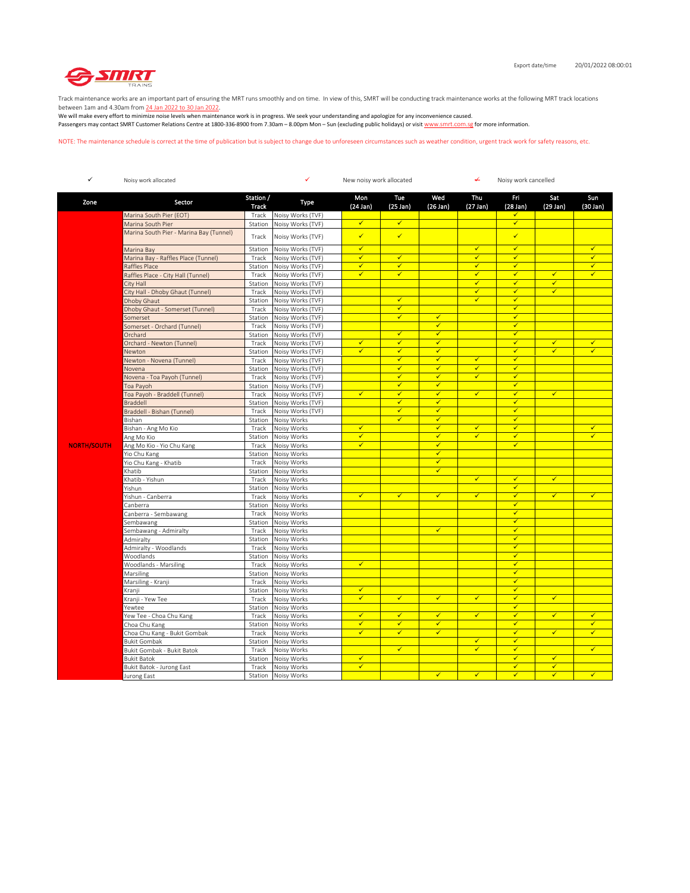Export date/time 20/01/2022 08:00:01

Track maintenance works are an important part of ensuring the MRT runs smoothly and on time. In view of this, SMRT will be conducting track maintenance works at the following MRT track locations between 1am and 4.30am from 24 Jan 2022 to 30 Jan 2022.

We will make every effort to minimize noise levels when maintenance work is in progress. We seek your understanding and apologize for any inconvenience caused.

Passengers may contact SMRT Customer Relations Centre at 1800-336-8900 from 7.30am – 8.00pm Mon – Sun (excluding public holidays) or visit www.smrt.com.sg for more information.

NOTE: The maintenance schedule is correct at the time of publication but is subject to change due to unforeseen circumstances such as weather condition, urgent track work for safety reasons, etc.

✓ Noisy work allocated ✓ New noisy work allocated ✓ Noisy work cancelled

| Zone | Sector | Station / Track | Type | Mon (24 Jan) | Tue (25 Jan) | Wed (26 Jan) | Thu (27 Jan) | Fri (28 Jan) | Sat (29 Jan) | Sun (30 Jan) |
|---|---|---|---|---|---|---|---|---|---|---|
| NORTH/SOUTH | Marina South Pier (EOT) | Track | Noisy Works (TVF) | | | | | ✓ | | |
| | Marina South Pier | Station | Noisy Works (TVF) | ✓ | ✓ | | | ✓ | | |
| | Marina South Pier - Marina Bay (Tunnel) | Track | Noisy Works (TVF) | ✓ | ✓ | | | ✓ | | |
| | Marina Bay | Station | Noisy Works (TVF) | ✓ | | | ✓ | ✓ | | ✓ |
| | Marina Bay - Raffles Place (Tunnel) | Track | Noisy Works (TVF) | ✓ | ✓ | | ✓ | ✓ | | ✓ |
| | Raffles Place | Station | Noisy Works (TVF) | ✓ | ✓ | | ✓ | ✓ | | ✓ |
| | Raffles Place - City Hall (Tunnel) | Track | Noisy Works (TVF) | ✓ | ✓ | | ✓ | ✓ | ✓ | ✓ |
| | City Hall | Station | Noisy Works (TVF) | | | | ✓ | ✓ | ✓ | |
| | City Hall - Dhoby Ghaut (Tunnel) | Track | Noisy Works (TVF) | | | | ✓ | ✓ | ✓ | |
| | Dhoby Ghaut | Station | Noisy Works (TVF) | | ✓ | | ✓ | ✓ | | |
| | Dhoby Ghaut - Somerset (Tunnel) | Track | Noisy Works (TVF) | | ✓ | | | ✓ | | |
| | Somerset | Station | Noisy Works (TVF) | | ✓ | ✓ | | ✓ | | |
| | Somerset - Orchard (Tunnel) | Track | Noisy Works (TVF) | | | ✓ | | ✓ | | |
| | Orchard | Station | Noisy Works (TVF) | | ✓ | ✓ | | ✓ | | |
| | Orchard - Newton (Tunnel) | Track | Noisy Works (TVF) | ✓ | ✓ | ✓ | | ✓ | ✓ | ✓ |
| | Newton | Station | Noisy Works (TVF) | ✓ | ✓ | ✓ | | ✓ | ✓ | ✓ |
| | Newton - Novena (Tunnel) | Track | Noisy Works (TVF) | | ✓ | ✓ | ✓ | ✓ | | |
| | Novena | Station | Noisy Works (TVF) | | ✓ | ✓ | ✓ | ✓ | | |
| | Novena - Toa Payoh (Tunnel) | Track | Noisy Works (TVF) | | ✓ | ✓ | ✓ | ✓ | | |
| | Toa Payoh | Station | Noisy Works (TVF) | | ✓ | ✓ | | ✓ | | |
| | Toa Payoh - Braddell (Tunnel) | Track | Noisy Works (TVF) | ✓ | ✓ | ✓ | ✓ | ✓ | ✓ | |
| | Braddell | Station | Noisy Works (TVF) | | ✓ | ✓ | | ✓ | | |
| | Braddell - Bishan (Tunnel) | Track | Noisy Works (TVF) | | ✓ | ✓ | | ✓ | | |
| | Bishan | Station | Noisy Works | | ✓ | ✓ | | ✓ | | |
| | Bishan - Ang Mo Kio | Track | Noisy Works | ✓ | | ✓ | ✓ | ✓ | | ✓ |
| | Ang Mo Kio | Station | Noisy Works | ✓ | | ✓ | ✓ | ✓ | | ✓ |
| | Ang Mo Kio - Yio Chu Kang | Track | Noisy Works | ✓ | | ✓ | | ✓ | | |
| | Yio Chu Kang | Station | Noisy Works | | | ✓ | | | | |
| | Yio Chu Kang - Khatib | Track | Noisy Works | | | ✓ | | | | |
| | Khatib | Station | Noisy Works | | | ✓ | | | | |
| | Khatib - Yishun | Track | Noisy Works | | | | ✓ | ✓ | ✓ | |
| | Yishun | Station | Noisy Works | | | | | ✓ | | |
| | Yishun - Canberra | Track | Noisy Works | ✓ | ✓ | ✓ | ✓ | ✓ | ✓ | ✓ |
| | Canberra | Station | Noisy Works | | | | | ✓ | | |
| | Canberra - Sembawang | Track | Noisy Works | | | | | ✓ | | |
| | Sembawang | Station | Noisy Works | | | | | ✓ | | |
| | Sembawang - Admiralty | Track | Noisy Works | | | ✓ | | ✓ | | |
| | Admiralty | Station | Noisy Works | | | | | ✓ | | |
| | Admiralty - Woodlands | Track | Noisy Works | | | | | ✓ | | |
| | Woodlands | Station | Noisy Works | | | | | ✓ | | |
| | Woodlands - Marsiling | Track | Noisy Works | ✓ | | | | ✓ | | |
| | Marsiling | Station | Noisy Works | | | | | ✓ | | |
| | Marsiling - Kranji | Track | Noisy Works | | | | | ✓ | | |
| | Kranji | Station | Noisy Works | ✓ | | | | ✓ | | |
| | Kranji - Yew Tee | Track | Noisy Works | ✓ | ✓ | ✓ | ✓ | ✓ | ✓ | |
| | Yewtee | Station | Noisy Works | | | | | ✓ | | |
| | Yew Tee - Choa Chu Kang | Track | Noisy Works | ✓ | ✓ | ✓ | ✓ | ✓ | ✓ | ✓ |
| | Choa Chu Kang | Station | Noisy Works | ✓ | ✓ | ✓ | | ✓ | | ✓ |
| | Choa Chu Kang - Bukit Gombak | Track | Noisy Works | ✓ | ✓ | ✓ | | ✓ | ✓ | ✓ |
| | Bukit Gombak | Station | Noisy Works | | | | ✓ | ✓ | | |
| | Bukit Gombak - Bukit Batok | Track | Noisy Works | | ✓ | | ✓ | ✓ | | ✓ |
| | Bukit Batok | Station | Noisy Works | ✓ | | | | ✓ | ✓ | |
| | Bukit Batok - Jurong East | Track | Noisy Works | ✓ | | | | ✓ | ✓ | |
| | Jurong East | Station | Noisy Works | | | ✓ | ✓ | ✓ | ✓ | ✓ |